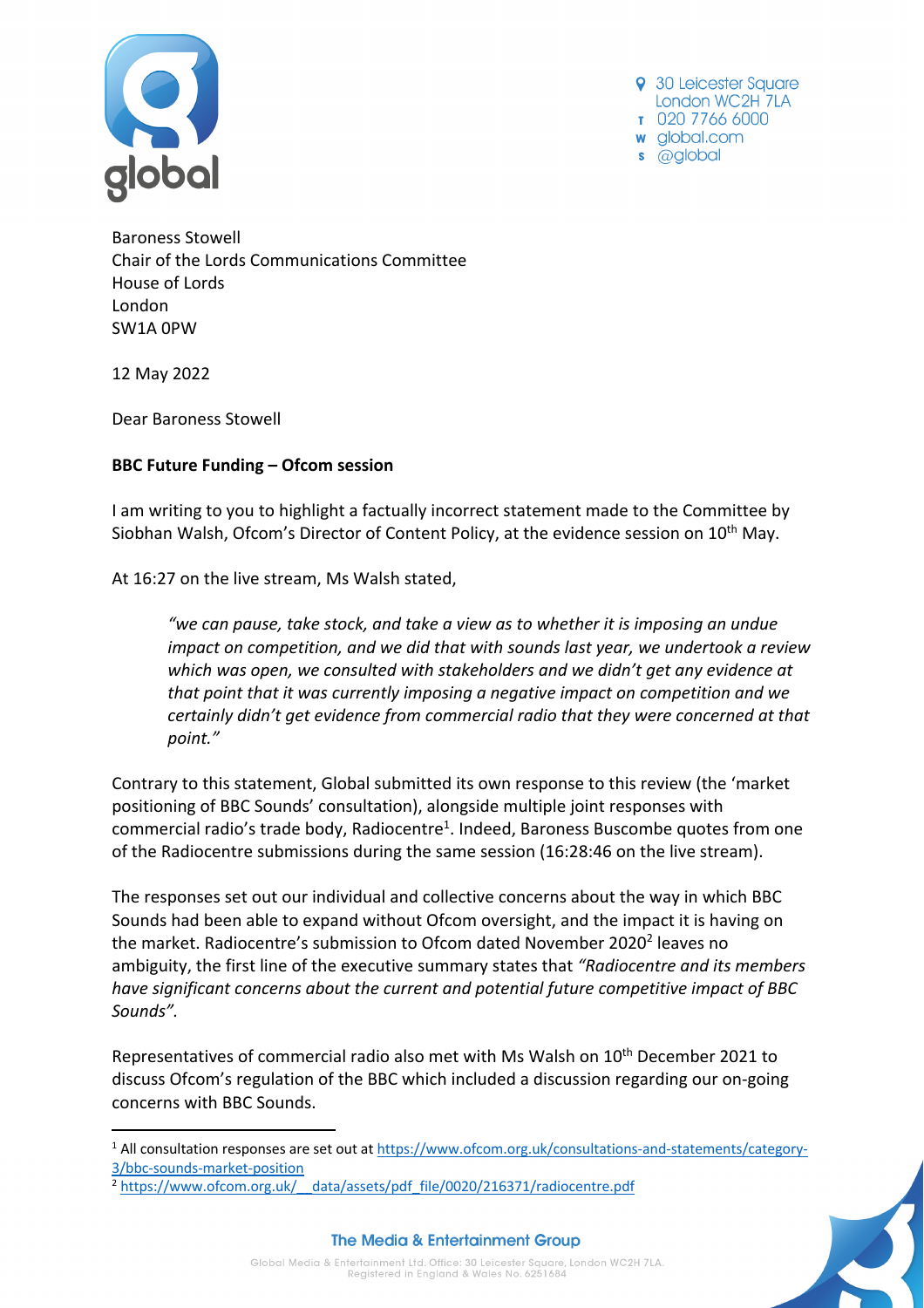30 Leicester Square
London WC2H 7LA
T 020 7766 6000
W global.com
S @global

Baroness Stowell
Chair of the Lords Communications Committee
House of Lords
London
SW1A 0PW

12 May 2022

Dear Baroness Stowell

**BBC Future Funding – Ofcom session**

I am writing to you to highlight a factually incorrect statement made to the Committee by Siobhan Walsh, Ofcom's Director of Content Policy, at the evidence session on 10th May.

At 16:27 on the live stream, Ms Walsh stated,

> *"we can pause, take stock, and take a view as to whether it is imposing an undue impact on competition, and we did that with sounds last year, we undertook a review which was open, we consulted with stakeholders and we didn't get any evidence at that point that it was currently imposing a negative impact on competition and we certainly didn't get evidence from commercial radio that they were concerned at that point."*

Contrary to this statement, Global submitted its own response to this review (the 'market positioning of BBC Sounds' consultation), alongside multiple joint responses with commercial radio's trade body, Radiocentre[1]. Indeed, Baroness Buscombe quotes from one of the Radiocentre submissions during the same session (16:28:46 on the live stream).

The responses set out our individual and collective concerns about the way in which BBC Sounds had been able to expand without Ofcom oversight, and the impact it is having on the market. Radiocentre's submission to Ofcom dated November 2020[2] leaves no ambiguity, the first line of the executive summary states that *"Radiocentre and its members have significant concerns about the current and potential future competitive impact of BBC Sounds"*.

Representatives of commercial radio also met with Ms Walsh on 10th December 2021 to discuss Ofcom's regulation of the BBC which included a discussion regarding our on-going concerns with BBC Sounds.

---

[1] All consultation responses are set out at https://www.ofcom.org.uk/consultations-and-statements/category-3/bbc-sounds-market-position

[2] https://www.ofcom.org.uk/__data/assets/pdf_file/0020/216371/radiocentre.pdf

The Media & Entertainment Group

Global Media & Entertainment Ltd. Office: 30 Leicester Square, London WC2H 7LA. Registered in England & Wales No. 6251684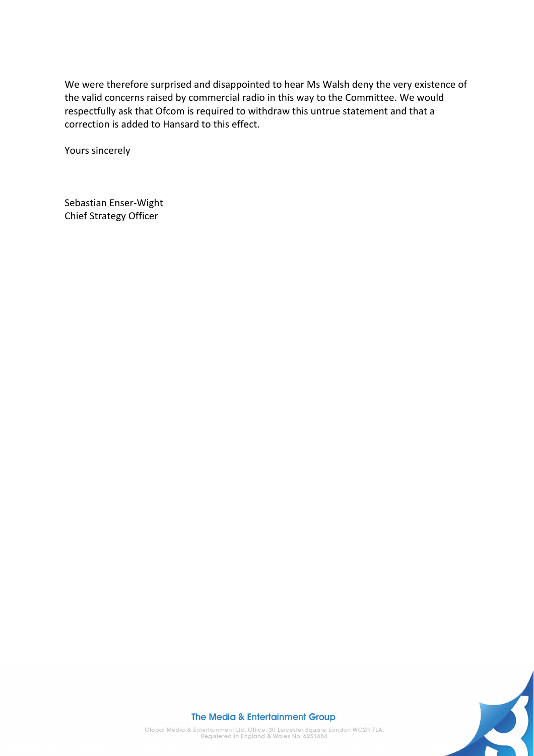We were therefore surprised and disappointed to hear Ms Walsh deny the very existence of the valid concerns raised by commercial radio in this way to the Committee. We would respectfully ask that Ofcom is required to withdraw this untrue statement and that a correction is added to Hansard to this effect.

Yours sincerely

Sebastian Enser-Wight
Chief Strategy Officer

**The Media & Entertainment Group**

Global Media & Entertainment Ltd. Office: 30 Leicester Square, London WC2H 7LA.
Registered in England & Wales No. 6251684